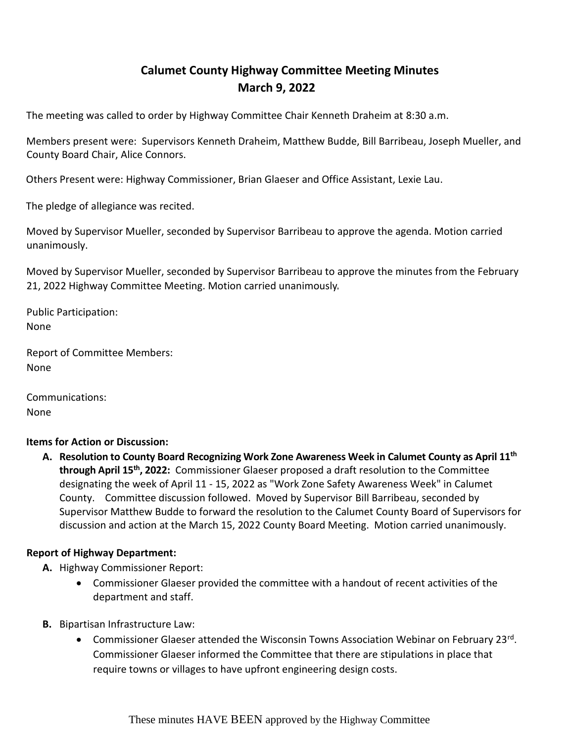# Calumet County Highway Committee Meeting Minutes
## March 9, 2022

The meeting was called to order by Highway Committee Chair Kenneth Draheim at 8:30 a.m.

Members present were: Supervisors Kenneth Draheim, Matthew Budde, Bill Barribeau, Joseph Mueller, and County Board Chair, Alice Connors.

Others Present were: Highway Commissioner, Brian Glaeser and Office Assistant, Lexie Lau.

The pledge of allegiance was recited.

Moved by Supervisor Mueller, seconded by Supervisor Barribeau to approve the agenda. Motion carried unanimously.

Moved by Supervisor Mueller, seconded by Supervisor Barribeau to approve the minutes from the February 21, 2022 Highway Committee Meeting. Motion carried unanimously.

Public Participation:
None

Report of Committee Members:
None

Communications:
None

**Items for Action or Discussion:**

**A. Resolution to County Board Recognizing Work Zone Awareness Week in Calumet County as April 11th through April 15th, 2022:** Commissioner Glaeser proposed a draft resolution to the Committee designating the week of April 11 - 15, 2022 as "Work Zone Safety Awareness Week" in Calumet County. Committee discussion followed. Moved by Supervisor Bill Barribeau, seconded by Supervisor Matthew Budde to forward the resolution to the Calumet County Board of Supervisors for discussion and action at the March 15, 2022 County Board Meeting. Motion carried unanimously.

**Report of Highway Department:**

**A.** Highway Commissioner Report:
- Commissioner Glaeser provided the committee with a handout of recent activities of the department and staff.

**B.** Bipartisan Infrastructure Law:
- Commissioner Glaeser attended the Wisconsin Towns Association Webinar on February 23rd. Commissioner Glaeser informed the Committee that there are stipulations in place that require towns or villages to have upfront engineering design costs.

These minutes HAVE BEEN approved by the Highway Committee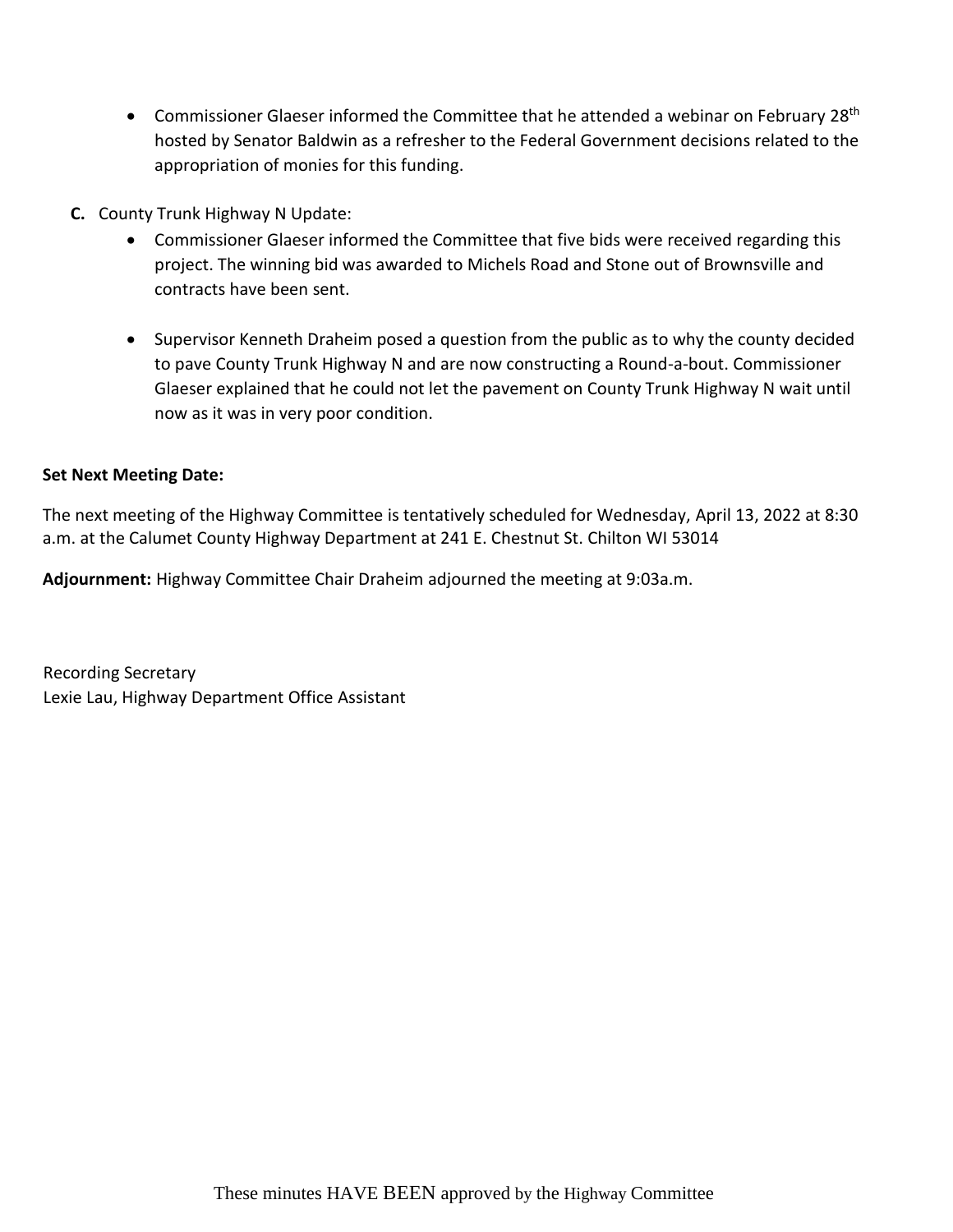- Commissioner Glaeser informed the Committee that he attended a webinar on February 28th hosted by Senator Baldwin as a refresher to the Federal Government decisions related to the appropriation of monies for this funding.

**C.** County Trunk Highway N Update:

- Commissioner Glaeser informed the Committee that five bids were received regarding this project. The winning bid was awarded to Michels Road and Stone out of Brownsville and contracts have been sent.

- Supervisor Kenneth Draheim posed a question from the public as to why the county decided to pave County Trunk Highway N and are now constructing a Round-a-bout. Commissioner Glaeser explained that he could not let the pavement on County Trunk Highway N wait until now as it was in very poor condition.

**Set Next Meeting Date:**

The next meeting of the Highway Committee is tentatively scheduled for Wednesday, April 13, 2022 at 8:30 a.m. at the Calumet County Highway Department at 241 E. Chestnut St. Chilton WI 53014

**Adjournment:** Highway Committee Chair Draheim adjourned the meeting at 9:03a.m.

Recording Secretary
Lexie Lau, Highway Department Office Assistant

These minutes HAVE BEEN approved by the Highway Committee